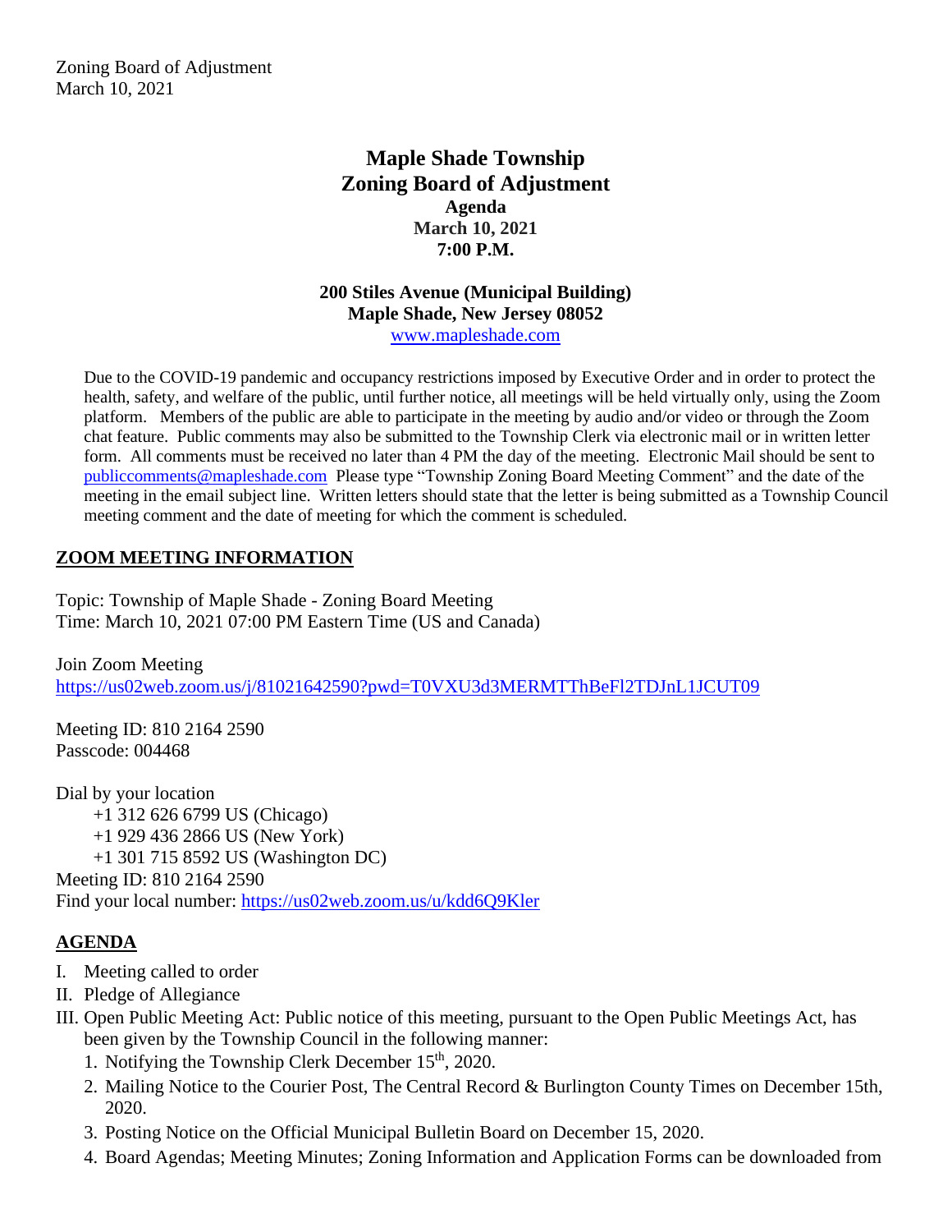Zoning Board of Adjustment
March 10, 2021

# Maple Shade Township
# Zoning Board of Adjustment
## Agenda
## March 10, 2021
## 7:00 P.M.

**200 Stiles Avenue (Municipal Building)**
**Maple Shade, New Jersey 08052**
www.mapleshade.com

Due to the COVID-19 pandemic and occupancy restrictions imposed by Executive Order and in order to protect the health, safety, and welfare of the public, until further notice, all meetings will be held virtually only, using the Zoom platform. Members of the public are able to participate in the meeting by audio and/or video or through the Zoom chat feature. Public comments may also be submitted to the Township Clerk via electronic mail or in written letter form. All comments must be received no later than 4 PM the day of the meeting. Electronic Mail should be sent to publiccomments@mapleshade.com Please type "Township Zoning Board Meeting Comment" and the date of the meeting in the email subject line. Written letters should state that the letter is being submitted as a Township Council meeting comment and the date of meeting for which the comment is scheduled.

## ZOOM MEETING INFORMATION

Topic: Township of Maple Shade - Zoning Board Meeting
Time: March 10, 2021 07:00 PM Eastern Time (US and Canada)

Join Zoom Meeting
https://us02web.zoom.us/j/81021642590?pwd=T0VXU3d3MERMTThBeFl2TDJnL1JCUT09

Meeting ID: 810 2164 2590
Passcode: 004468

Dial by your location
+1 312 626 6799 US (Chicago)
+1 929 436 2866 US (New York)
+1 301 715 8592 US (Washington DC)
Meeting ID: 810 2164 2590
Find your local number: https://us02web.zoom.us/u/kdd6Q9Kler

## AGENDA

I. Meeting called to order
II. Pledge of Allegiance
III. Open Public Meeting Act: Public notice of this meeting, pursuant to the Open Public Meetings Act, has been given by the Township Council in the following manner:
   1. Notifying the Township Clerk December 15th, 2020.
   2. Mailing Notice to the Courier Post, The Central Record & Burlington County Times on December 15th, 2020.
   3. Posting Notice on the Official Municipal Bulletin Board on December 15, 2020.
   4. Board Agendas; Meeting Minutes; Zoning Information and Application Forms can be downloaded from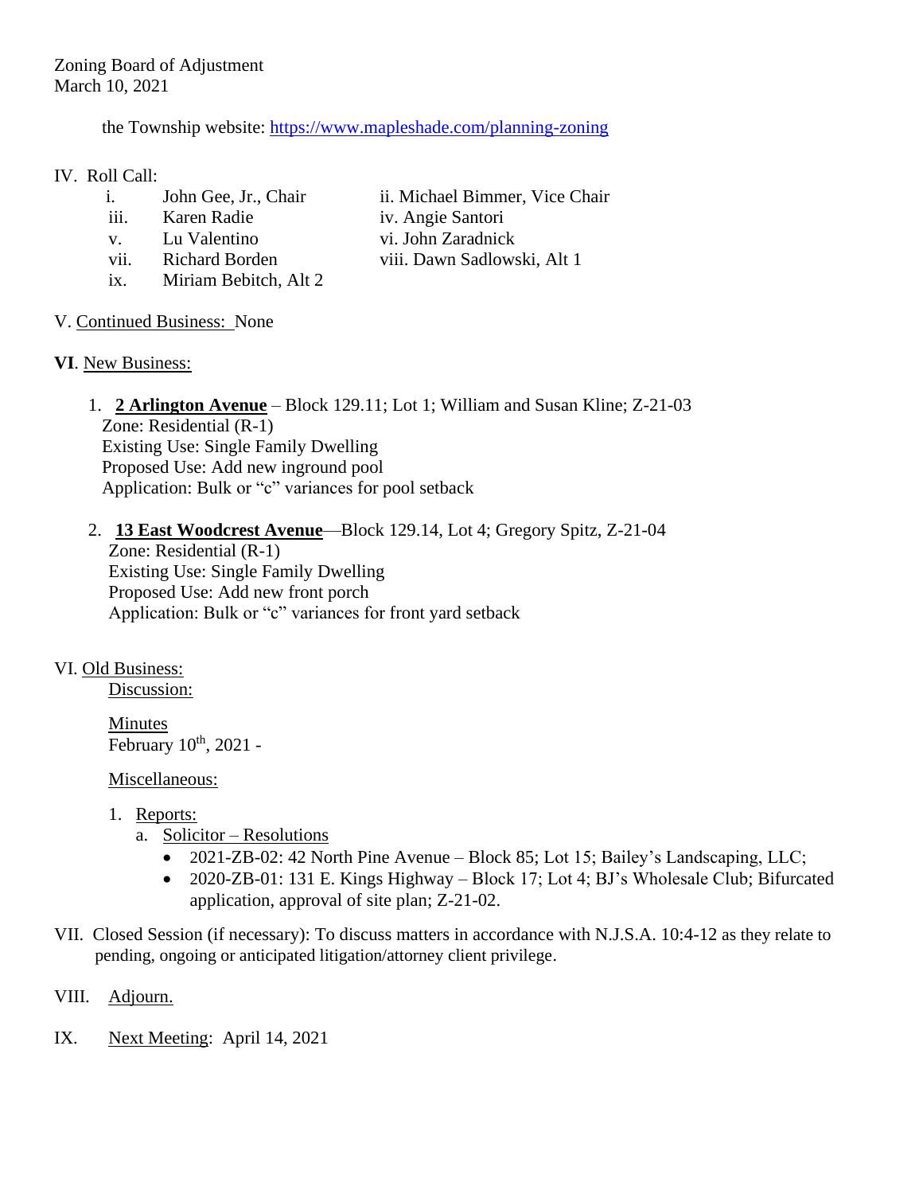Zoning Board of Adjustment
March 10, 2021

the Township website: https://www.mapleshade.com/planning-zoning

IV. Roll Call:

- i. John Gee, Jr., Chair
- ii. Michael Bimmer, Vice Chair
- iii. Karen Radie
- iv. Angie Santori
- v. Lu Valentino
- vi. John Zaradnick
- vii. Richard Borden
- viii. Dawn Sadlowski, Alt 1
- ix. Miriam Bebitch, Alt 2

V. Continued Business: None

**VI**. New Business:

1. **2 Arlington Avenue** – Block 129.11; Lot 1; William and Susan Kline; Z-21-03
   Zone: Residential (R-1)
   Existing Use: Single Family Dwelling
   Proposed Use: Add new inground pool
   Application: Bulk or "c" variances for pool setback

2. **13 East Woodcrest Avenue**—Block 129.14, Lot 4; Gregory Spitz, Z-21-04
   Zone: Residential (R-1)
   Existing Use: Single Family Dwelling
   Proposed Use: Add new front porch
   Application: Bulk or "c" variances for front yard setback

VI. Old Business:

Discussion:

Minutes
February 10th, 2021 -

Miscellaneous:

1. Reports:
   a. Solicitor – Resolutions
      - 2021-ZB-02: 42 North Pine Avenue – Block 85; Lot 15; Bailey's Landscaping, LLC;
      - 2020-ZB-01: 131 E. Kings Highway – Block 17; Lot 4; BJ's Wholesale Club; Bifurcated application, approval of site plan; Z-21-02.

VII. Closed Session (if necessary): To discuss matters in accordance with N.J.S.A. 10:4-12 as they relate to pending, ongoing or anticipated litigation/attorney client privilege.

VIII. Adjourn.

IX. Next Meeting: April 14, 2021